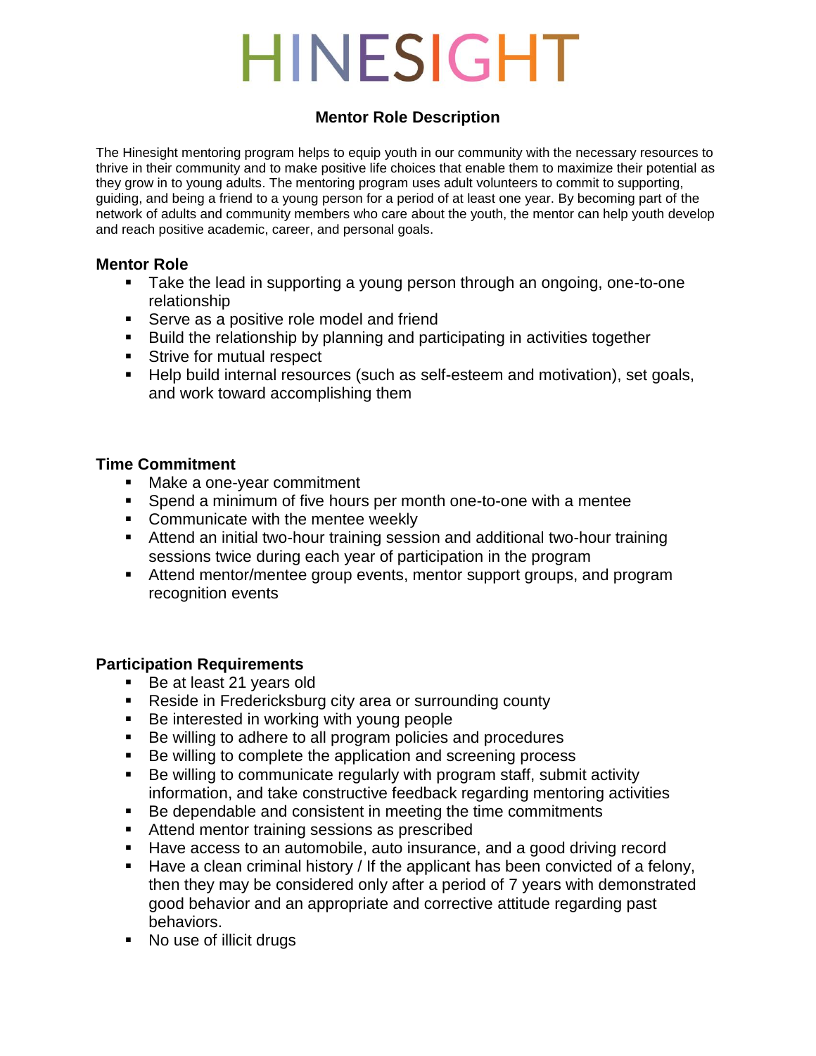# HINESIGHT

## Mentor Role Description

The Hinesight mentoring program helps to equip youth in our community with the necessary resources to thrive in their community and to make positive life choices that enable them to maximize their potential as they grow in to young adults. The mentoring program uses adult volunteers to commit to supporting, guiding, and being a friend to a young person for a period of at least one year. By becoming part of the network of adults and community members who care about the youth, the mentor can help youth develop and reach positive academic, career, and personal goals.

### Mentor Role

- Take the lead in supporting a young person through an ongoing, one-to-one relationship
- Serve as a positive role model and friend
- Build the relationship by planning and participating in activities together
- Strive for mutual respect
- Help build internal resources (such as self-esteem and motivation), set goals, and work toward accomplishing them

### Time Commitment

- Make a one-year commitment
- Spend a minimum of five hours per month one-to-one with a mentee
- Communicate with the mentee weekly
- Attend an initial two-hour training session and additional two-hour training sessions twice during each year of participation in the program
- Attend mentor/mentee group events, mentor support groups, and program recognition events

### Participation Requirements

- Be at least 21 years old
- Reside in Fredericksburg city area or surrounding county
- Be interested in working with young people
- Be willing to adhere to all program policies and procedures
- Be willing to complete the application and screening process
- Be willing to communicate regularly with program staff, submit activity information, and take constructive feedback regarding mentoring activities
- Be dependable and consistent in meeting the time commitments
- Attend mentor training sessions as prescribed
- Have access to an automobile, auto insurance, and a good driving record
- Have a clean criminal history / If the applicant has been convicted of a felony, then they may be considered only after a period of 7 years with demonstrated good behavior and an appropriate and corrective attitude regarding past behaviors.
- No use of illicit drugs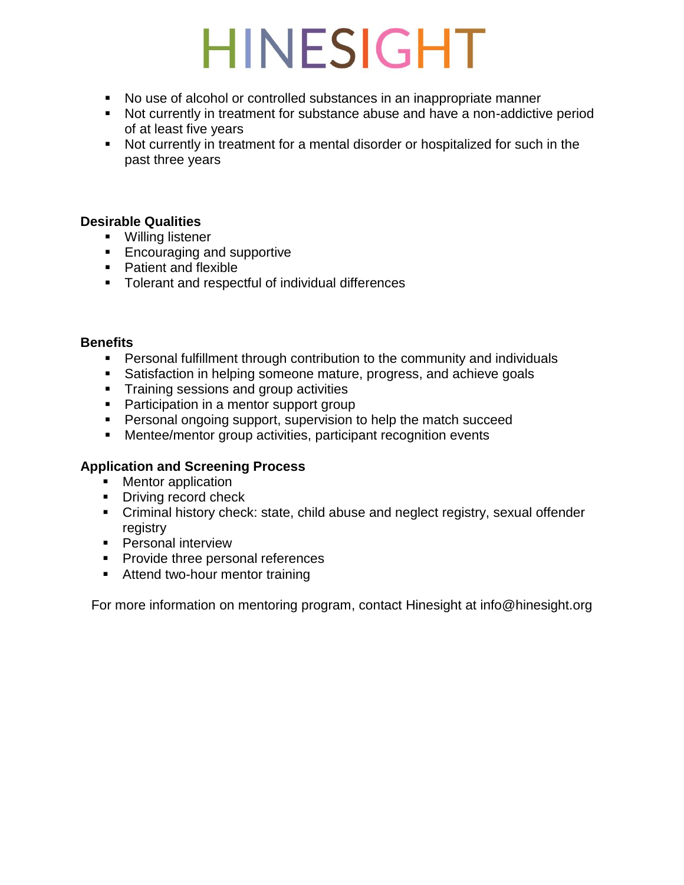# HINESIGHT

- No use of alcohol or controlled substances in an inappropriate manner
- Not currently in treatment for substance abuse and have a non-addictive period of at least five years
- Not currently in treatment for a mental disorder or hospitalized for such in the past three years

**Desirable Qualities**

- Willing listener
- Encouraging and supportive
- Patient and flexible
- Tolerant and respectful of individual differences

**Benefits**

- Personal fulfillment through contribution to the community and individuals
- Satisfaction in helping someone mature, progress, and achieve goals
- Training sessions and group activities
- Participation in a mentor support group
- Personal ongoing support, supervision to help the match succeed
- Mentee/mentor group activities, participant recognition events

**Application and Screening Process**

- Mentor application
- Driving record check
- Criminal history check: state, child abuse and neglect registry, sexual offender registry
- Personal interview
- Provide three personal references
- Attend two-hour mentor training

For more information on mentoring program, contact Hinesight at info@hinesight.org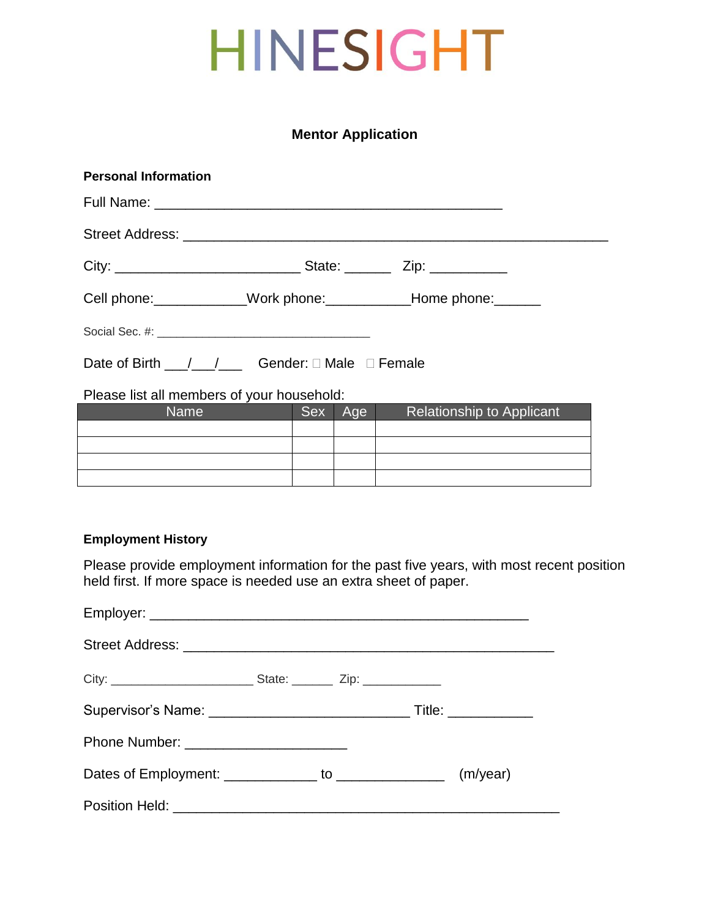# HINESIGHT

## Mentor Application

### Personal Information

Full Name: ____________________________________________

Street Address: ______________________________________________________

City: ________________________ State: ______ Zip: __________

Cell phone:____________Work phone:___________Home phone:______

Social Sec. #: ________________________________

Date of Birth ___/___/___ Gender: ☐ Male ☐ Female

Please list all members of your household:

| Name | Sex | Age | Relationship to Applicant |
|---|---|---|---|
| | | | |
| | | | |
| | | | |
| | | | |

### Employment History

Please provide employment information for the past five years, with most recent position held first. If more space is needed use an extra sheet of paper.

Employer: ________________________________________________

Street Address: _______________________________________________

City: _____________________ State: ______ Zip: ___________

Supervisor's Name: __________________________ Title: ___________

Phone Number: _____________________

Dates of Employment: ____________ to ______________ (m/year)

Position Held: __________________________________________________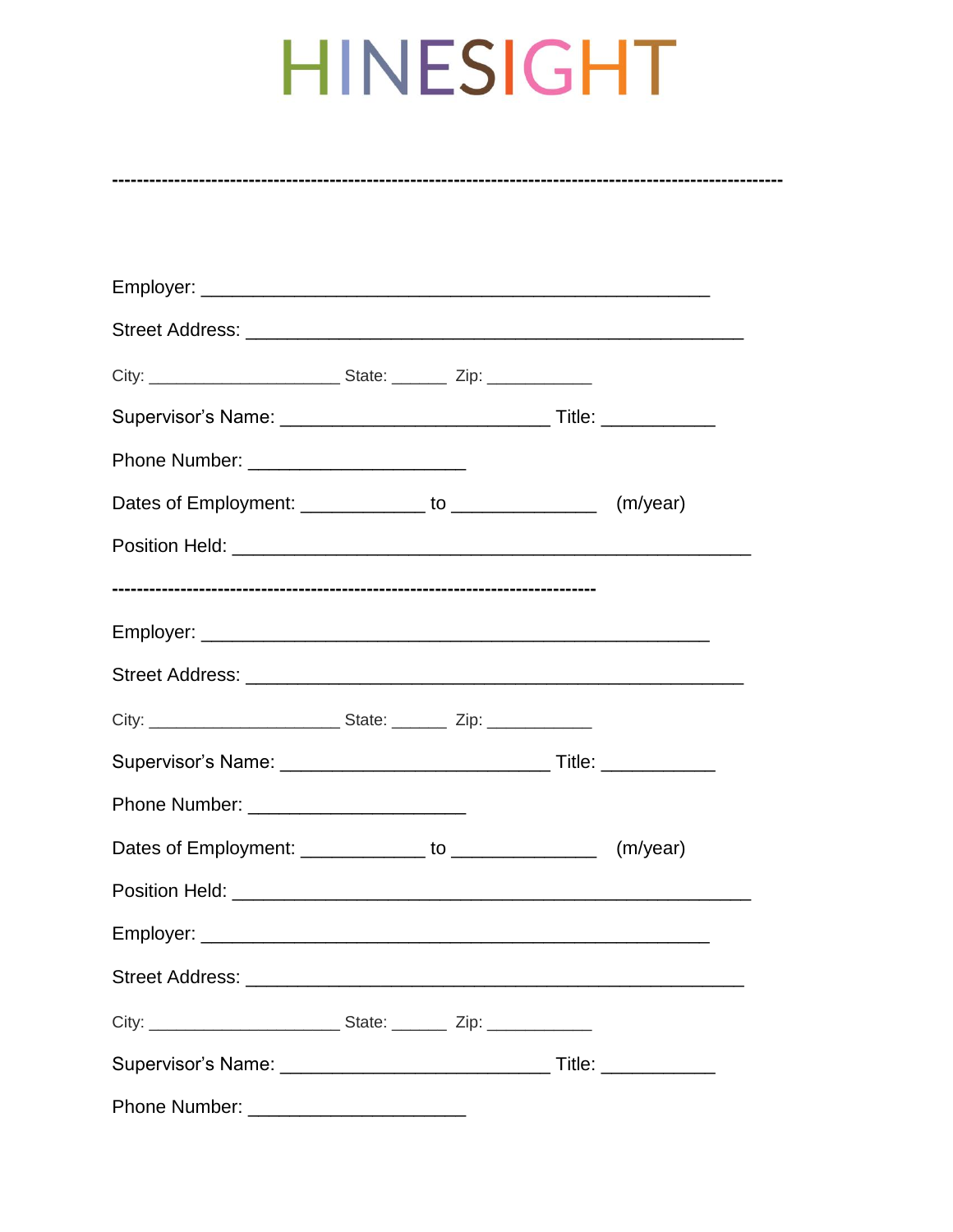# HINESIGHT

---

Employer: ______________________________________________

Street Address: _____________________________________________

City: ____________________ State: ______ Zip: ___________

Supervisor's Name: ___________________________ Title: ___________

Phone Number: ______________________

Dates of Employment: ____________ to ______________ (m/year)

Position Held: _____________________________________________________

---

Employer: ______________________________________________

Street Address: _____________________________________________

City: ____________________ State: ______ Zip: ___________

Supervisor's Name: ___________________________ Title: ___________

Phone Number: ______________________

Dates of Employment: ____________ to ______________ (m/year)

Position Held: _____________________________________________________

Employer: ______________________________________________

Street Address: _____________________________________________

City: ____________________ State: ______ Zip: ___________

Supervisor's Name: ___________________________ Title: ___________

Phone Number: ______________________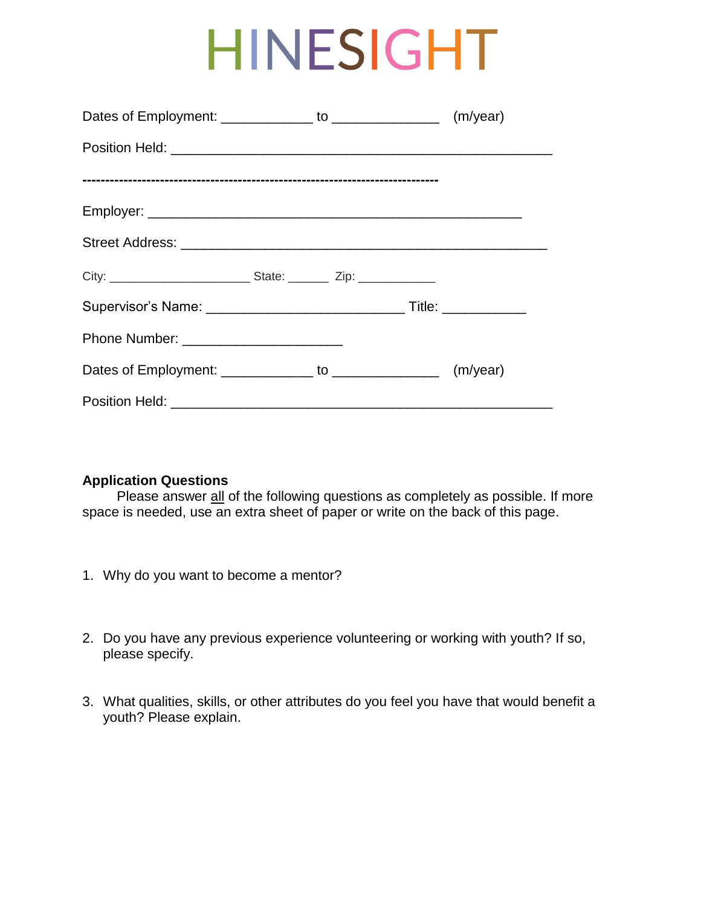# HINESIGHT

Dates of Employment: ____________ to ______________ (m/year)

Position Held: ___________________________________________________

-------------------------------------------------------------------------------

Employer: ___________________________________________________

Street Address: ________________________________________________

City: ___________________ State: ______ Zip: ___________

Supervisor's Name: __________________________ Title: ___________

Phone Number: _____________________

Dates of Employment: ____________ to ______________ (m/year)

Position Held: ___________________________________________________

**Application Questions**

Please answer <u>all</u> of the following questions as completely as possible. If more space is needed, use an extra sheet of paper or write on the back of this page.

1. Why do you want to become a mentor?

2. Do you have any previous experience volunteering or working with youth? If so, please specify.

3. What qualities, skills, or other attributes do you feel you have that would benefit a youth? Please explain.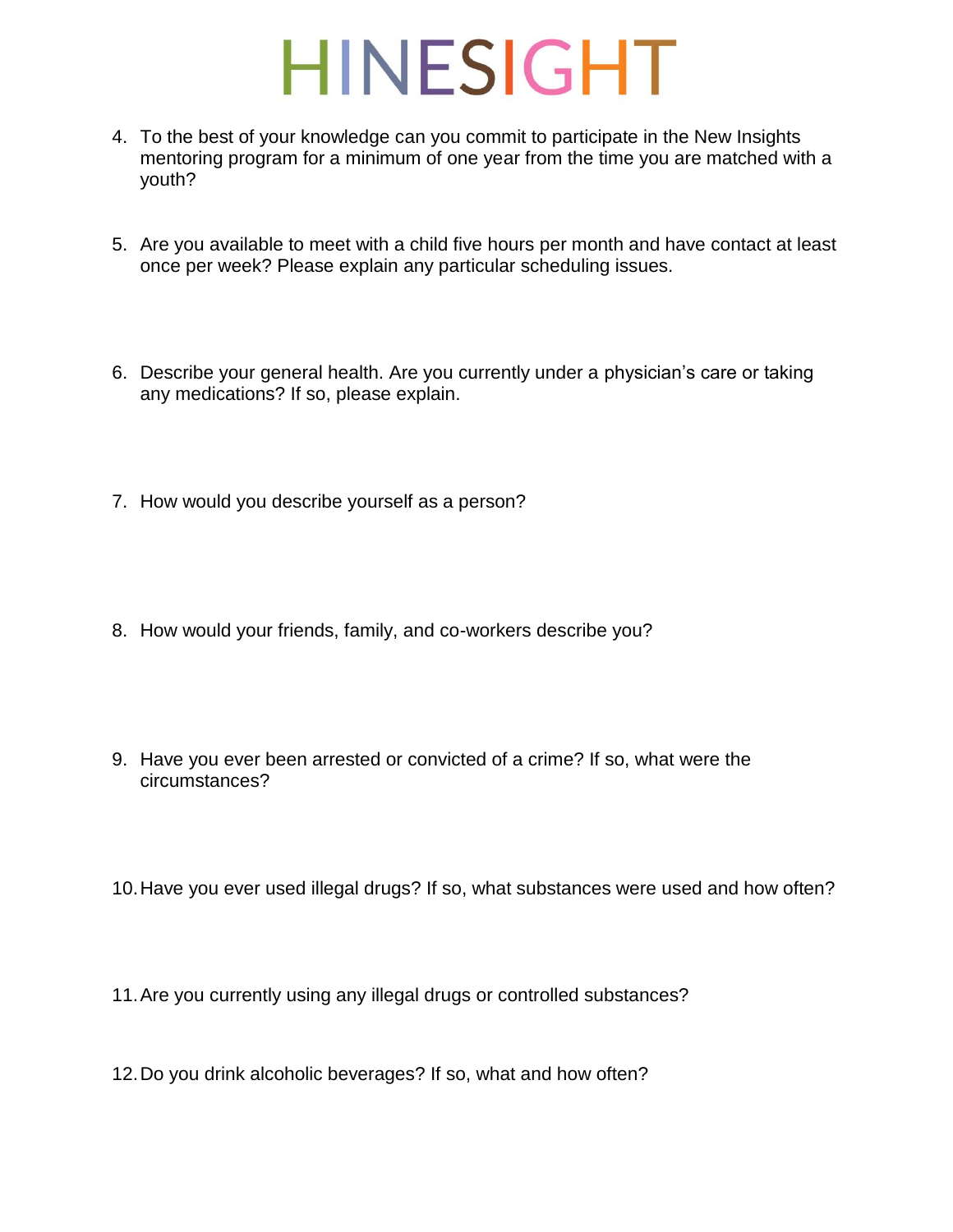# HINESIGHT

4. To the best of your knowledge can you commit to participate in the New Insights mentoring program for a minimum of one year from the time you are matched with a youth?

5. Are you available to meet with a child five hours per month and have contact at least once per week? Please explain any particular scheduling issues.

6. Describe your general health. Are you currently under a physician's care or taking any medications? If so, please explain.

7. How would you describe yourself as a person?

8. How would your friends, family, and co-workers describe you?

9. Have you ever been arrested or convicted of a crime? If so, what were the circumstances?

10. Have you ever used illegal drugs? If so, what substances were used and how often?

11. Are you currently using any illegal drugs or controlled substances?

12. Do you drink alcoholic beverages? If so, what and how often?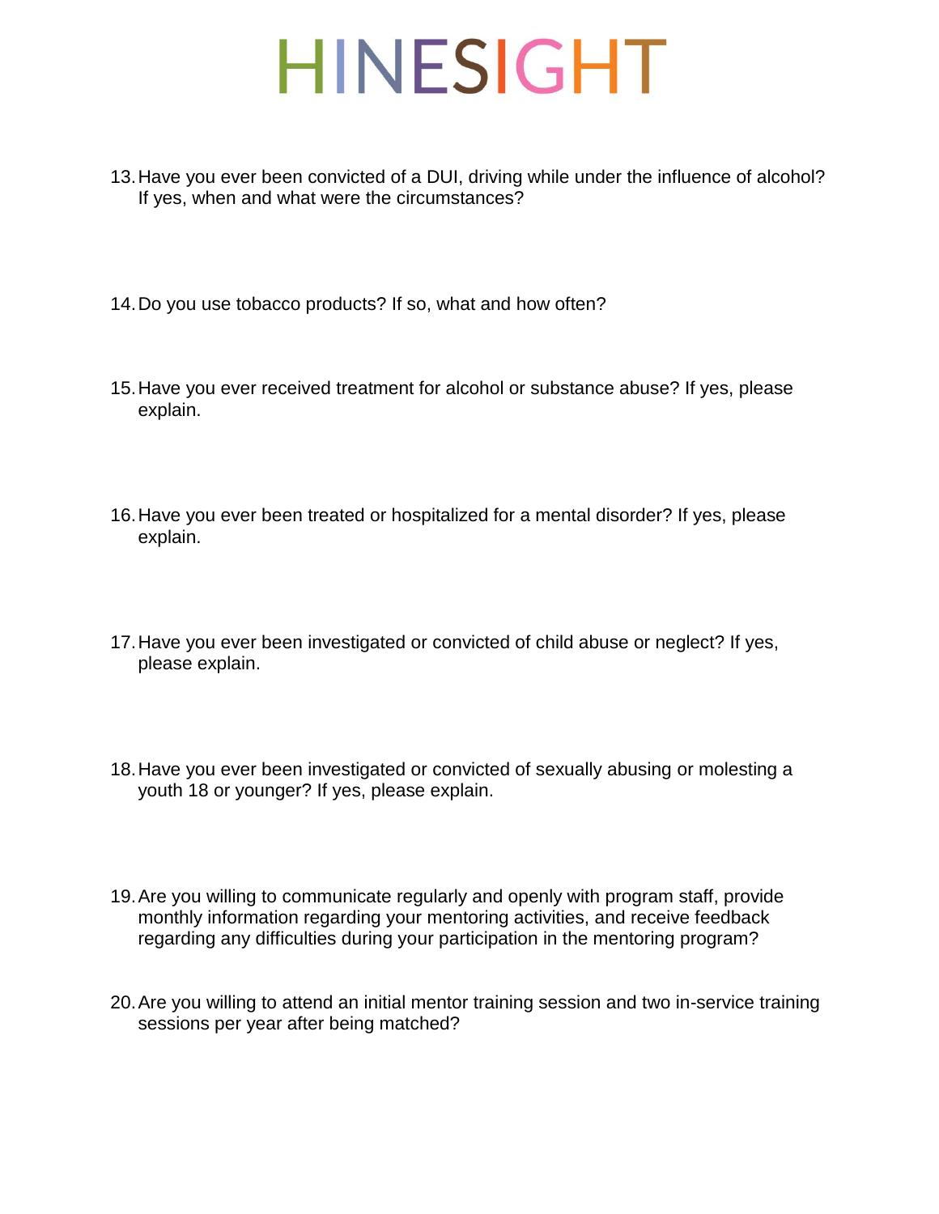13. Have you ever been convicted of a DUI, driving while under the influence of alcohol? If yes, when and what were the circumstances?

14. Do you use tobacco products? If so, what and how often?

15. Have you ever received treatment for alcohol or substance abuse? If yes, please explain.

16. Have you ever been treated or hospitalized for a mental disorder? If yes, please explain.

17. Have you ever been investigated or convicted of child abuse or neglect? If yes, please explain.

18. Have you ever been investigated or convicted of sexually abusing or molesting a youth 18 or younger? If yes, please explain.

19. Are you willing to communicate regularly and openly with program staff, provide monthly information regarding your mentoring activities, and receive feedback regarding any difficulties during your participation in the mentoring program?

20. Are you willing to attend an initial mentor training session and two in-service training sessions per year after being matched?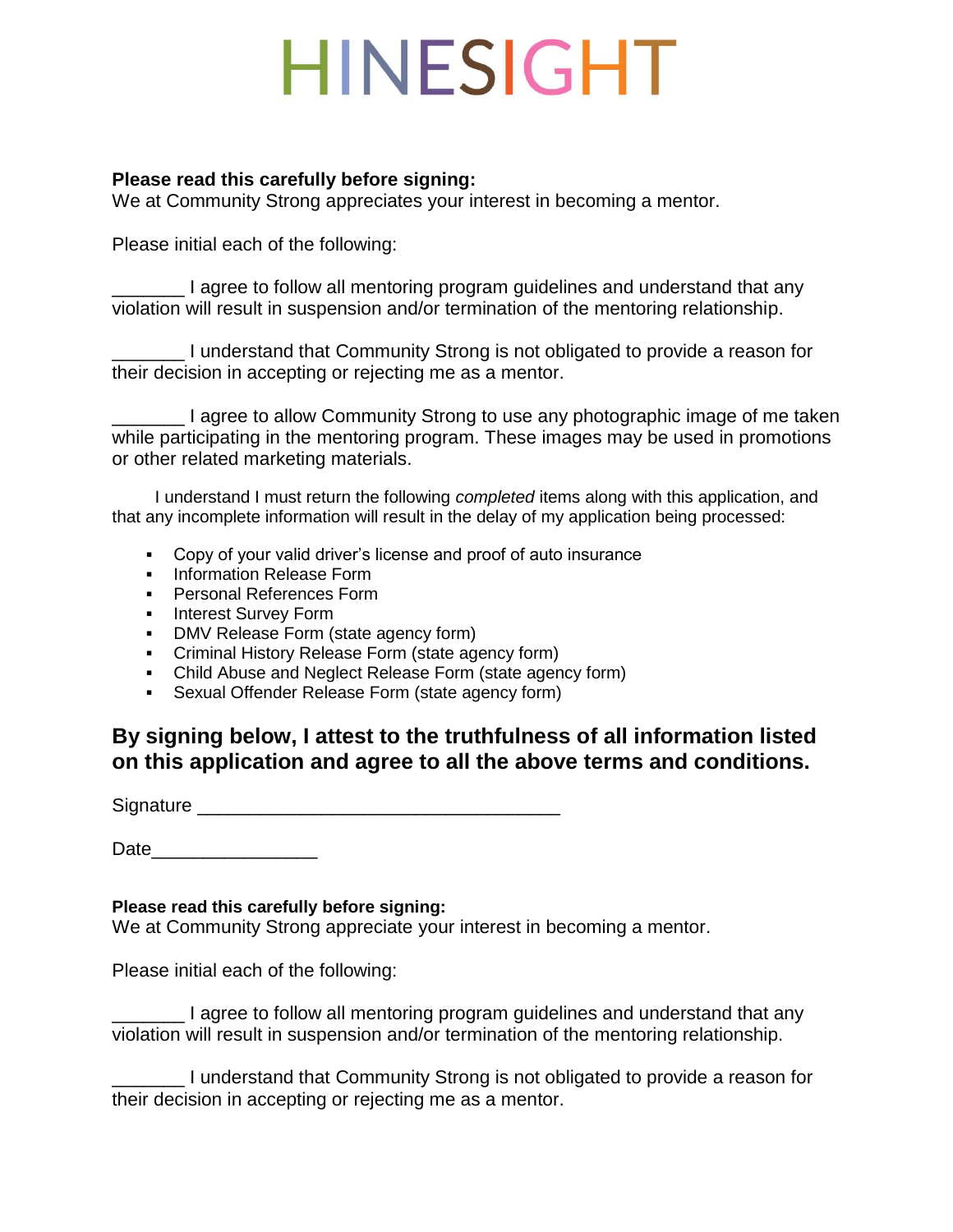# HINESIGHT

**Please read this carefully before signing:**
We at Community Strong appreciates your interest in becoming a mentor.

Please initial each of the following:

_______ I agree to follow all mentoring program guidelines and understand that any violation will result in suspension and/or termination of the mentoring relationship.

_______ I understand that Community Strong is not obligated to provide a reason for their decision in accepting or rejecting me as a mentor.

_______ I agree to allow Community Strong to use any photographic image of me taken while participating in the mentoring program. These images may be used in promotions or other related marketing materials.

I understand I must return the following *completed* items along with this application, and that any incomplete information will result in the delay of my application being processed:

- Copy of your valid driver's license and proof of auto insurance
- Information Release Form
- Personal References Form
- Interest Survey Form
- DMV Release Form (state agency form)
- Criminal History Release Form (state agency form)
- Child Abuse and Neglect Release Form (state agency form)
- Sexual Offender Release Form (state agency form)

## By signing below, I attest to the truthfulness of all information listed on this application and agree to all the above terms and conditions.

Signature ___________________________________

Date________________

**Please read this carefully before signing:**
We at Community Strong appreciate your interest in becoming a mentor.

Please initial each of the following:

_______ I agree to follow all mentoring program guidelines and understand that any violation will result in suspension and/or termination of the mentoring relationship.

_______ I understand that Community Strong is not obligated to provide a reason for their decision in accepting or rejecting me as a mentor.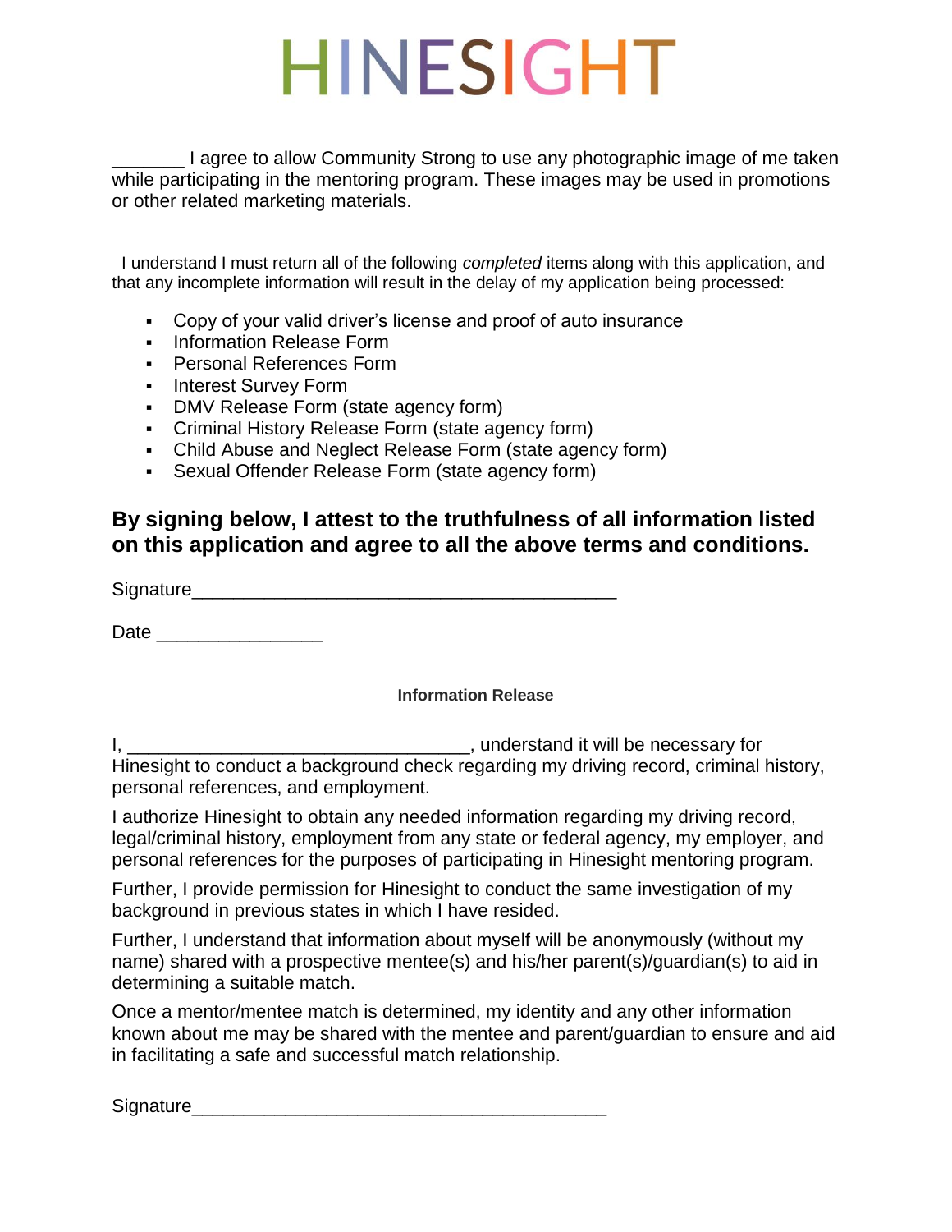# HINESIGHT

_______ I agree to allow Community Strong to use any photographic image of me taken while participating in the mentoring program. These images may be used in promotions or other related marketing materials.

I understand I must return all of the following *completed* items along with this application, and that any incomplete information will result in the delay of my application being processed:

- Copy of your valid driver's license and proof of auto insurance
- Information Release Form
- Personal References Form
- Interest Survey Form
- DMV Release Form (state agency form)
- Criminal History Release Form (state agency form)
- Child Abuse and Neglect Release Form (state agency form)
- Sexual Offender Release Form (state agency form)

## By signing below, I attest to the truthfulness of all information listed on this application and agree to all the above terms and conditions.

Signature_________________________________________

Date ________________

**Information Release**

I, _________________________________, understand it will be necessary for Hinesight to conduct a background check regarding my driving record, criminal history, personal references, and employment.

I authorize Hinesight to obtain any needed information regarding my driving record, legal/criminal history, employment from any state or federal agency, my employer, and personal references for the purposes of participating in Hinesight mentoring program.

Further, I provide permission for Hinesight to conduct the same investigation of my background in previous states in which I have resided.

Further, I understand that information about myself will be anonymously (without my name) shared with a prospective mentee(s) and his/her parent(s)/guardian(s) to aid in determining a suitable match.

Once a mentor/mentee match is determined, my identity and any other information known about me may be shared with the mentee and parent/guardian to ensure and aid in facilitating a safe and successful match relationship.

Signature________________________________________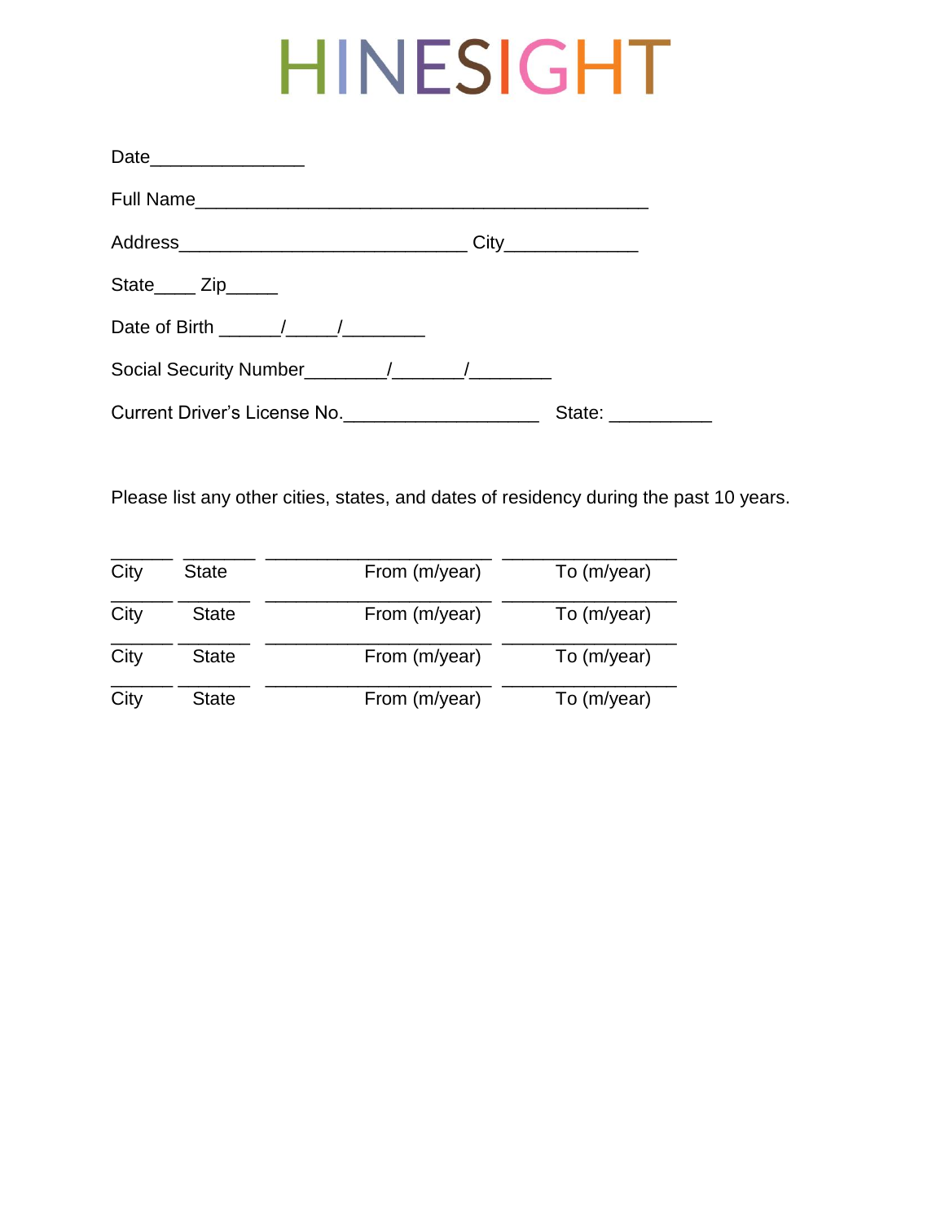# HINESIGHT

Date_______________

Full Name_____________________________________________

Address____________________________ City_____________

State____ Zip_____

Date of Birth ______/_____/________

Social Security Number________/_______/________

Current Driver's License No.___________________ State: __________

Please list any other cities, states, and dates of residency during the past 10 years.

| City | State | From (m/year) | To (m/year) |
|---|---|---|---|
| ______ | _______ | ______________________ | _________________ |
| ______ | _______ | ______________________ | _________________ |
| ______ | _______ | ______________________ | _________________ |
| ______ | _______ | ______________________ | _________________ |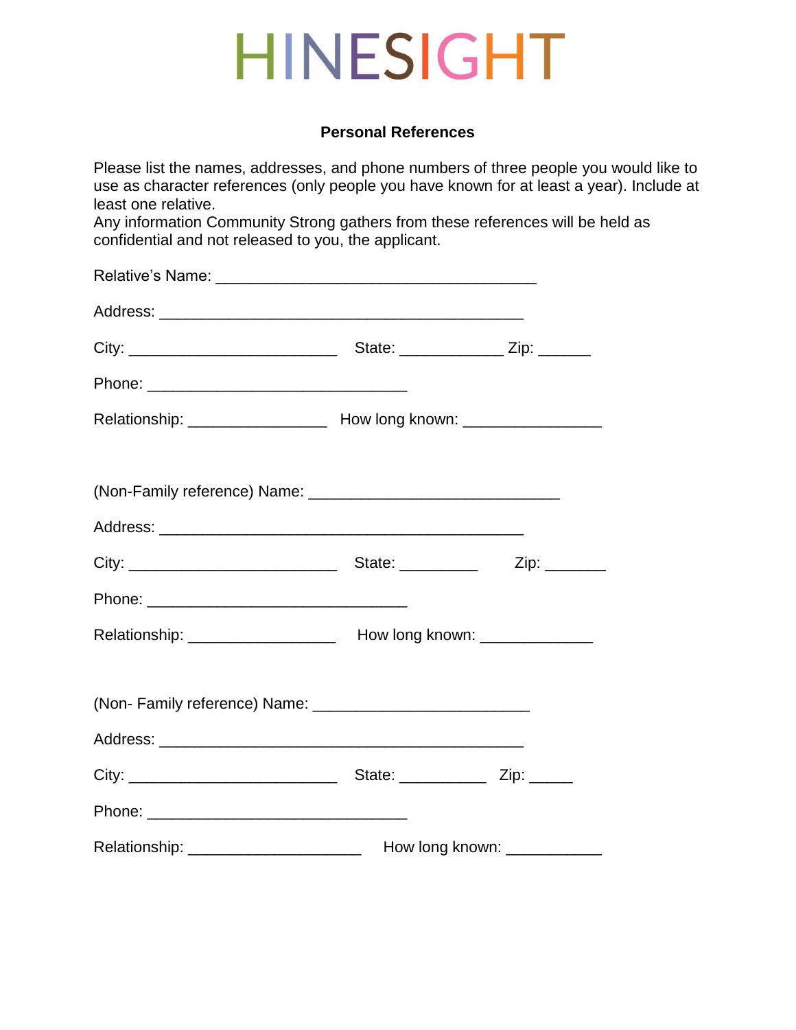# HINESIGHT

**Personal References**

Please list the names, addresses, and phone numbers of three people you would like to use as character references (only people you have known for at least a year). Include at least one relative.
Any information Community Strong gathers from these references will be held as confidential and not released to you, the applicant.

Relative's Name: ______________________________________

Address: ___________________________________________

City: ________________________ State: ____________ Zip: ______

Phone: ______________________________

Relationship: ________________ How long known: ________________

(Non-Family reference) Name: _____________________________

Address: ___________________________________________

City: ________________________ State: _________ Zip: _______

Phone: ______________________________

Relationship: _________________ How long known: _____________

(Non- Family reference) Name: _________________________

Address: ___________________________________________

City: ________________________ State: __________ Zip: _____

Phone: ______________________________

Relationship: ____________________ How long known: ___________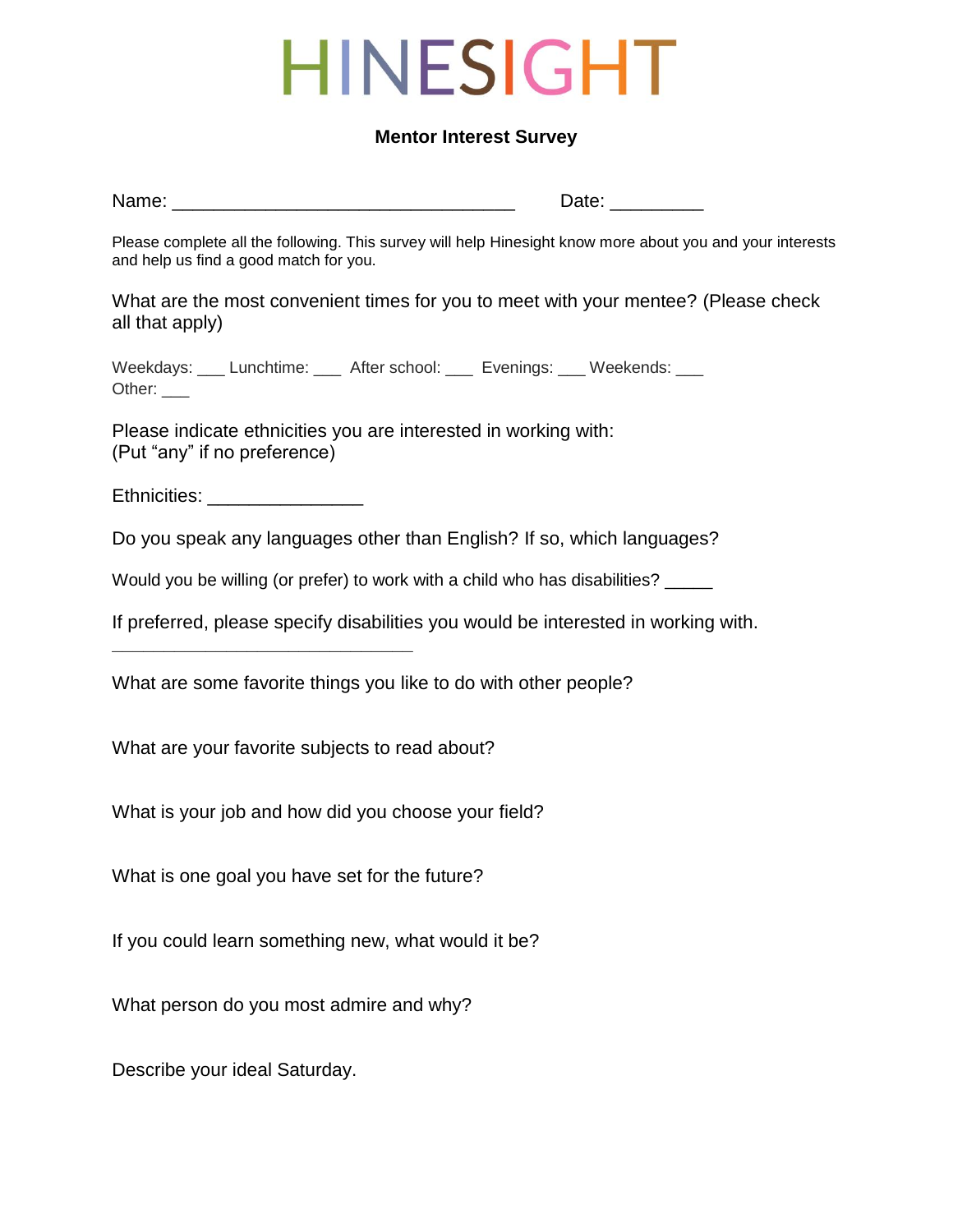# HINESIGHT

**Mentor Interest Survey**

Name: ________________________________ Date: _________

Please complete all the following. This survey will help Hinesight know more about you and your interests and help us find a good match for you.

What are the most convenient times for you to meet with your mentee? (Please check all that apply)

Weekdays: ___ Lunchtime: ___ After school: ___ Evenings: ___ Weekends: ___ Other: ___

Please indicate ethnicities you are interested in working with:
(Put "any" if no preference)

Ethnicities: _______________

Do you speak any languages other than English? If so, which languages?

Would you be willing (or prefer) to work with a child who has disabilities? _____

If preferred, please specify disabilities you would be interested in working with.
______________________________

What are some favorite things you like to do with other people?

What are your favorite subjects to read about?

What is your job and how did you choose your field?

What is one goal you have set for the future?

If you could learn something new, what would it be?

What person do you most admire and why?

Describe your ideal Saturday.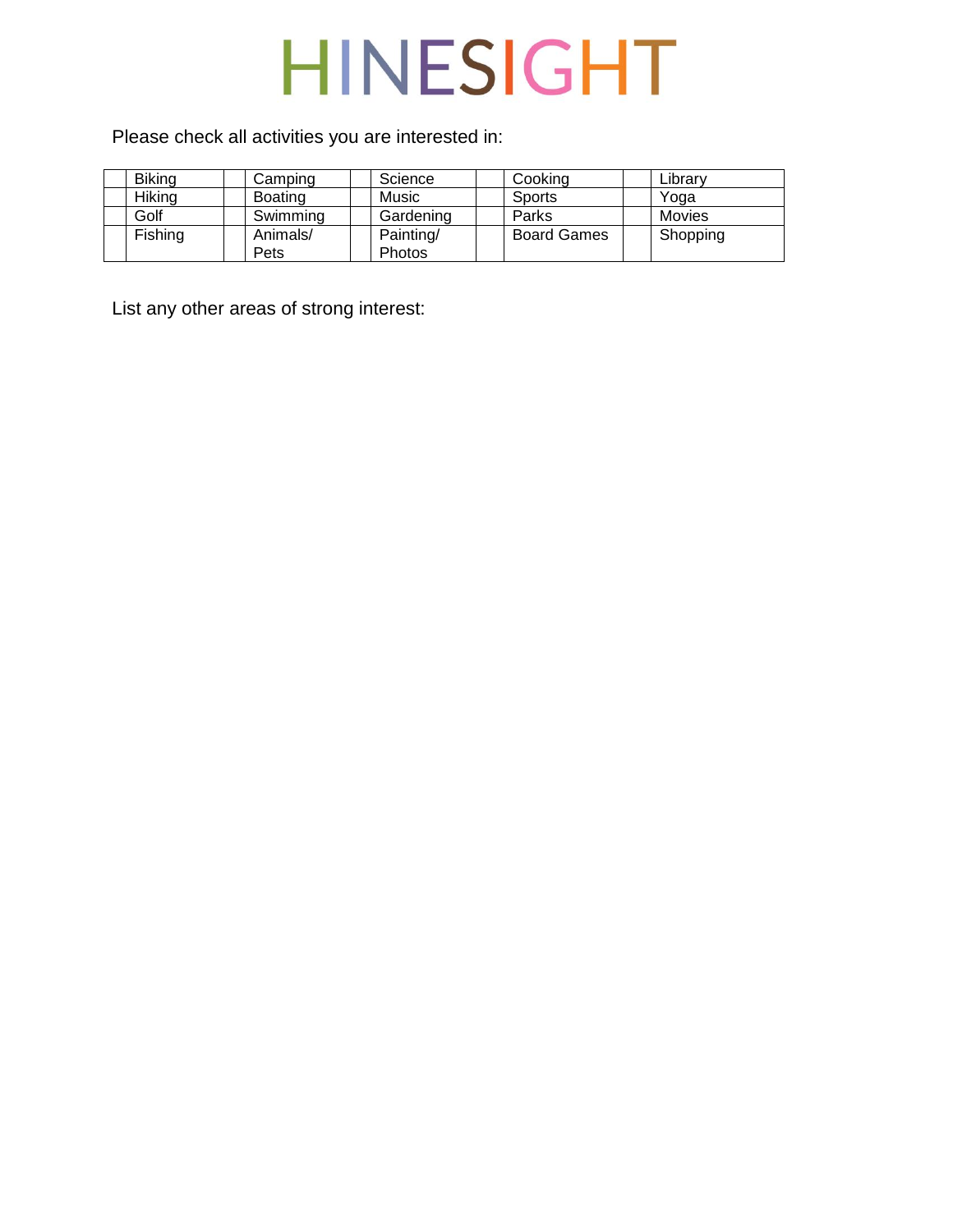# HINESIGHT

Please check all activities you are interested in:

| | | | | | | | | | |
|---|---|---|---|---|---|---|---|---|---|
| | Biking | | Camping | | Science | | Cooking | | Library |
| | Hiking | | Boating | | Music | | Sports | | Yoga |
| | Golf | | Swimming | | Gardening | | Parks | | Movies |
| | Fishing | | Animals/ Pets | | Painting/ Photos | | Board Games | | Shopping |

List any other areas of strong interest: